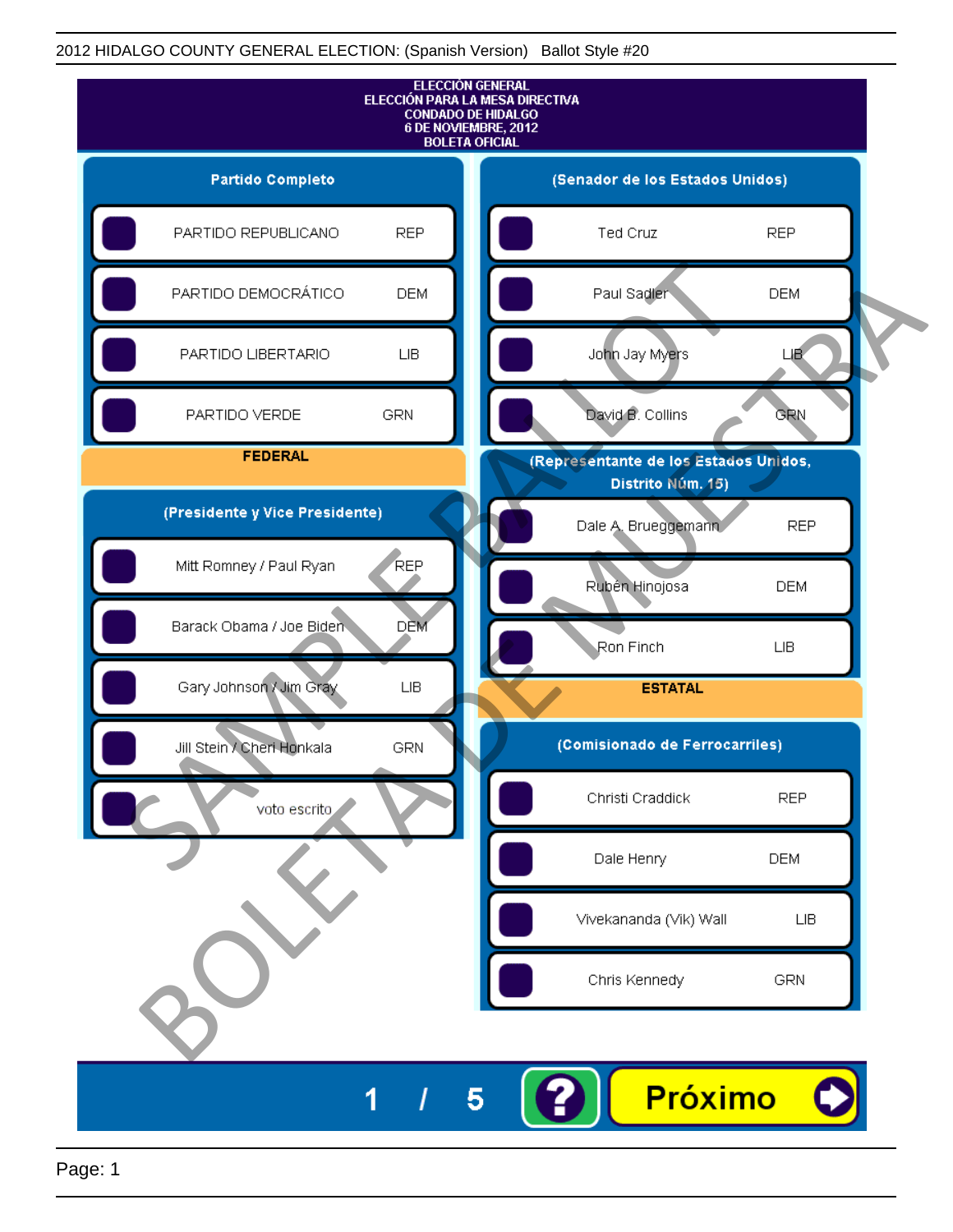2012 HIDALGO COUNTY GENERAL ELECTION: (Spanish Version) Ballot Style #20

ELECCIÓN GENERAL
ELECCIÓN PARA LA MESA DIRECTIVA
CONDADO DE HIDALGO
6 DE NOVIEMBRE, 2012
BOLETA OFICIAL

## Partido Completo

| | |
|---|---|
| PARTIDO REPUBLICANO | REP |
| PARTIDO DEMOCRÁTICO | DEM |
| PARTIDO LIBERTARIO | LIB |
| PARTIDO VERDE | GRN |

## FEDERAL

### (Presidente y Vice Presidente)

| | |
|---|---|
| Mitt Romney / Paul Ryan | REP |
| Barack Obama / Joe Biden | DEM |
| Gary Johnson / Jim Gray | LIB |
| Jill Stein / Cheri Honkala | GRN |
| voto escrito | |

### (Senador de los Estados Unidos)

| | |
|---|---|
| Ted Cruz | REP |
| Paul Sadler | DEM |
| John Jay Myers | LIB |
| David B. Collins | GRN |

### (Representante de los Estados Unidos, Distrito Núm. 15)

| | |
|---|---|
| Dale A. Brueggemann | REP |
| Rubén Hinojosa | DEM |
| Ron Finch | LIB |

## ESTATAL

### (Comisionado de Ferrocarriles)

| | |
|---|---|
| Christi Craddick | REP |
| Dale Henry | DEM |
| Vivekananda (Vik) Wall | LIB |
| Chris Kennedy | GRN |

SAMPLE BALLOT
BOLETA DE MUESTRA

1 / 5

Próximo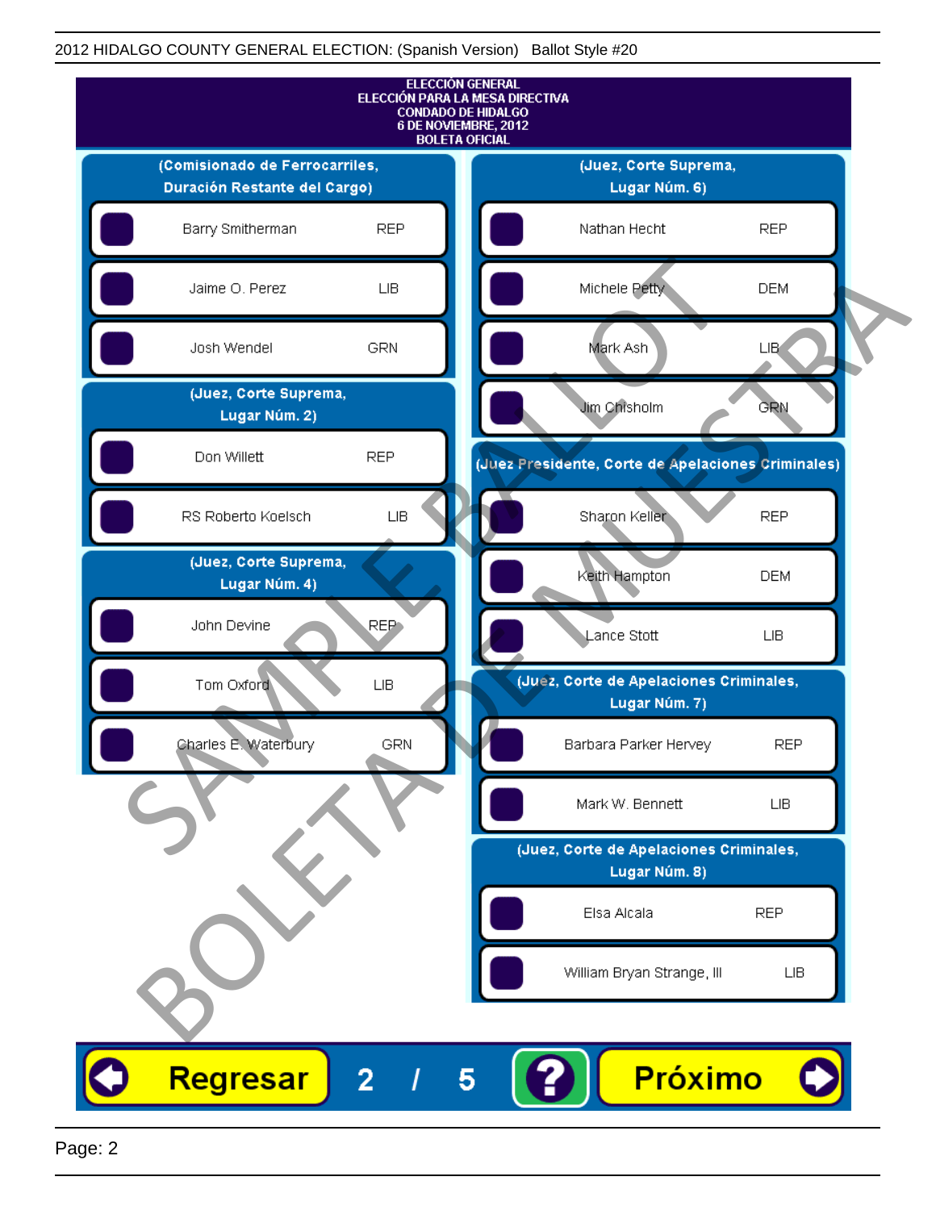2012 HIDALGO COUNTY GENERAL ELECTION: (Spanish Version) Ballot Style #20

# ELECCIÓN GENERAL
# ELECCIÓN PARA LA MESA DIRECTIVA
# CONDADO DE HIDALGO
# 6 DE NOVIEMBRE, 2012
# BOLETA OFICIAL

## (Comisionado de Ferrocarriles, Duración Restante del Cargo)

| Candidato | Partido |
|---|---|
| Barry Smitherman | REP |
| Jaime O. Perez | LIB |
| Josh Wendel | GRN |

## (Juez, Corte Suprema, Lugar Núm. 2)

| Candidato | Partido |
|---|---|
| Don Willett | REP |
| RS Roberto Koelsch | LIB |

## (Juez, Corte Suprema, Lugar Núm. 4)

| Candidato | Partido |
|---|---|
| John Devine | REP |
| Tom Oxford | LIB |
| Charles E. Waterbury | GRN |

## (Juez, Corte Suprema, Lugar Núm. 6)

| Candidato | Partido |
|---|---|
| Nathan Hecht | REP |
| Michele Petty | DEM |
| Mark Ash | LIB |
| Jim Chisholm | GRN |

## (Juez Presidente, Corte de Apelaciones Criminales)

| Candidato | Partido |
|---|---|
| Sharon Keller | REP |
| Keith Hampton | DEM |
| Lance Stott | LIB |

## (Juez, Corte de Apelaciones Criminales, Lugar Núm. 7)

| Candidato | Partido |
|---|---|
| Barbara Parker Hervey | REP |
| Mark W. Bennett | LIB |

## (Juez, Corte de Apelaciones Criminales, Lugar Núm. 8)

| Candidato | Partido |
|---|---|
| Elsa Alcala | REP |
| William Bryan Strange, III | LIB |

SAMPLE BALLOT — BOLETA DE MUESTRA

Regresar 2 / 5 ? Próximo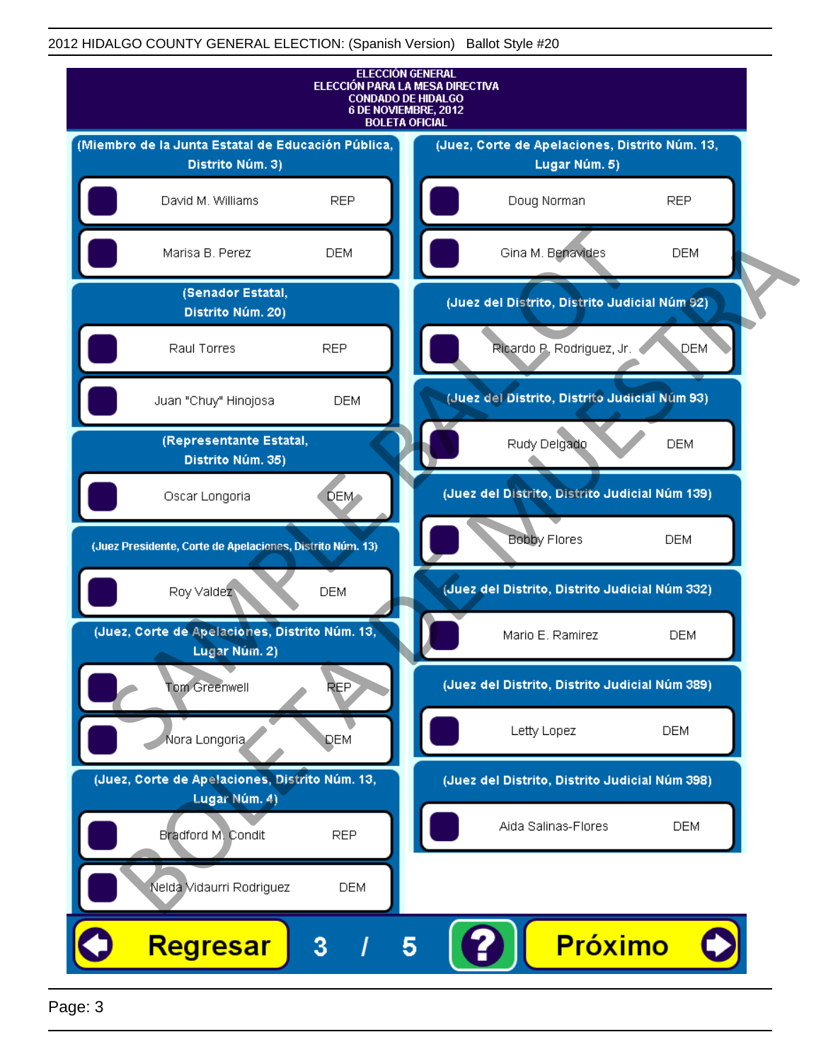# ELECCIÓN GENERAL
# ELECCIÓN PARA LA MESA DIRECTIVA
# CONDADO DE HIDALGO
# 6 DE NOVIEMBRE, 2012
# BOLETA OFICIAL

**(Miembro de la Junta Estatal de Educación Pública, Distrito Núm. 3)**

| Candidato | Partido |
|---|---|
| David M. Williams | REP |
| Marisa B. Perez | DEM |

**(Senador Estatal, Distrito Núm. 20)**

| Candidato | Partido |
|---|---|
| Raul Torres | REP |
| Juan "Chuy" Hinojosa | DEM |

**(Representante Estatal, Distrito Núm. 35)**

| Candidato | Partido |
|---|---|
| Oscar Longoria | DEM |

**(Juez Presidente, Corte de Apelaciones, Distrito Núm. 13)**

| Candidato | Partido |
|---|---|
| Roy Valdez | DEM |

**(Juez, Corte de Apelaciones, Distrito Núm. 13, Lugar Núm. 2)**

| Candidato | Partido |
|---|---|
| Tom Greenwell | REP |
| Nora Longoria | DEM |

**(Juez, Corte de Apelaciones, Distrito Núm. 13, Lugar Núm. 4)**

| Candidato | Partido |
|---|---|
| Bradford M. Condit | REP |
| Nelda Vidaurri Rodriguez | DEM |

**(Juez, Corte de Apelaciones, Distrito Núm. 13, Lugar Núm. 5)**

| Candidato | Partido |
|---|---|
| Doug Norman | REP |
| Gina M. Benavides | DEM |

**(Juez del Distrito, Distrito Judicial Núm 92)**

| Candidato | Partido |
|---|---|
| Ricardo P. Rodriguez, Jr. | DEM |

**(Juez del Distrito, Distrito Judicial Núm 93)**

| Candidato | Partido |
|---|---|
| Rudy Delgado | DEM |

**(Juez del Distrito, Distrito Judicial Núm 139)**

| Candidato | Partido |
|---|---|
| Bobby Flores | DEM |

**(Juez del Distrito, Distrito Judicial Núm 332)**

| Candidato | Partido |
|---|---|
| Mario E. Ramirez | DEM |

**(Juez del Distrito, Distrito Judicial Núm 389)**

| Candidato | Partido |
|---|---|
| Letty Lopez | DEM |

**(Juez del Distrito, Distrito Judicial Núm 398)**

| Candidato | Partido |
|---|---|
| Aida Salinas-Flores | DEM |

Regresar 3 / 5 ? Próximo

SAMPLE BALLOT
BOLETA DE MUESTRA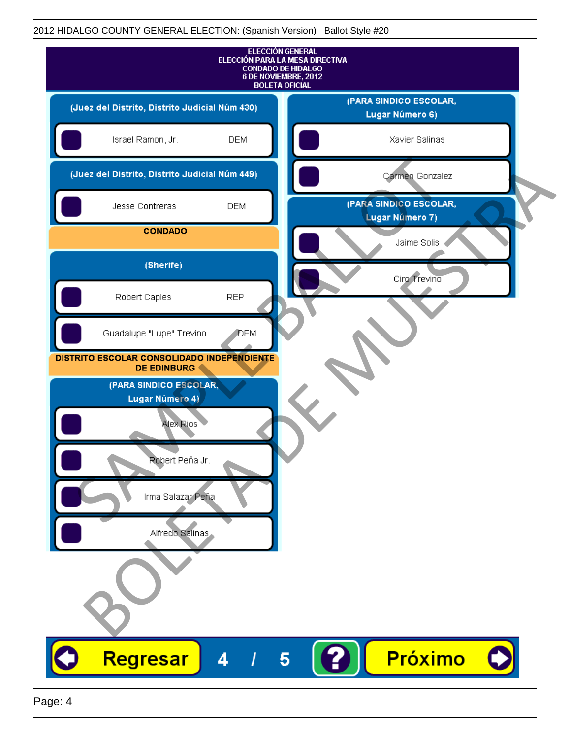2012 HIDALGO COUNTY GENERAL ELECTION: (Spanish Version) Ballot Style #20

# ELECCIÓN GENERAL
# ELECCIÓN PARA LA MESA DIRECTIVA
# CONDADO DE HIDALGO
# 6 DE NOVIEMBRE, 2012
# BOLETA OFICIAL

## (Juez del Distrito, Distrito Judicial Núm 430)

- Israel Ramon, Jr. — DEM

## (Juez del Distrito, Distrito Judicial Núm 449)

- Jesse Contreras — DEM

## CONDADO

### (Sherife)

- Robert Caples — REP
- Guadalupe "Lupe" Trevino — DEM

## DISTRITO ESCOLAR CONSOLIDADO INDEPENDIENTE DE EDINBURG

### (PARA SINDICO ESCOLAR, Lugar Número 4)

- Alex Rios
- Robert Peña Jr.
- Irma Salazar Peña
- Alfredo Salinas

### (PARA SINDICO ESCOLAR, Lugar Número 6)

- Xavier Salinas
- Carmen Gonzalez

### (PARA SINDICO ESCOLAR, Lugar Número 7)

- Jaime Solis
- Ciro Trevino

SAMPLE BALLOT
BOLETA DE MUESTRA

Regresar 4 / 5 ? Próximo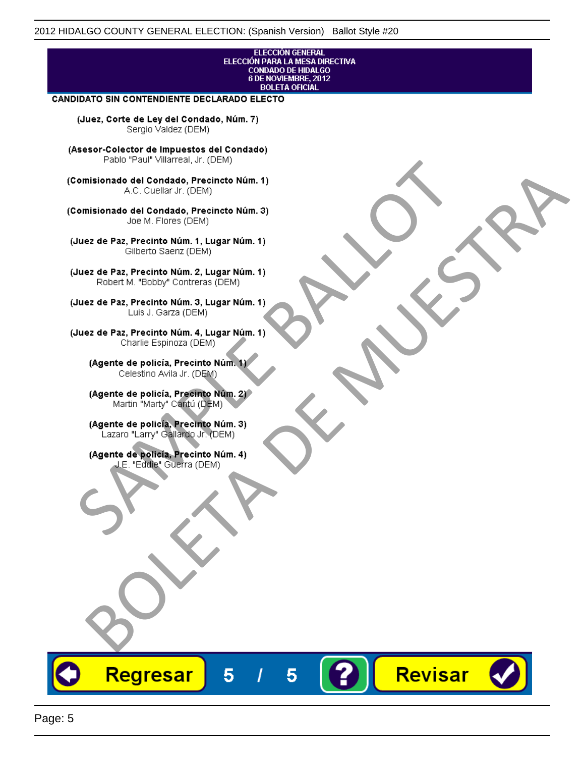ELECCIÓN GENERAL
ELECCIÓN PARA LA MESA DIRECTIVA
CONDADO DE HIDALGO
6 DE NOVIEMBRE, 2012
BOLETA OFICIAL

**CANDIDATO SIN CONTENDIENTE DECLARADO ELECTO**

**(Juez, Corte de Ley del Condado, Núm. 7)**
Sergio Valdez (DEM)

**(Asesor-Colector de Impuestos del Condado)**
Pablo "Paul" Villarreal, Jr. (DEM)

**(Comisionado del Condado, Precincto Núm. 1)**
A.C. Cuellar Jr. (DEM)

**(Comisionado del Condado, Precincto Núm. 3)**
Joe M. Flores (DEM)

**(Juez de Paz, Precinto Núm. 1, Lugar Núm. 1)**
Gilberto Saenz (DEM)

**(Juez de Paz, Precinto Núm. 2, Lugar Núm. 1)**
Robert M. "Bobby" Contreras (DEM)

**(Juez de Paz, Precinto Núm. 3, Lugar Núm. 1)**
Luis J. Garza (DEM)

**(Juez de Paz, Precinto Núm. 4, Lugar Núm. 1)**
Charlie Espinoza (DEM)

**(Agente de policía, Precinto Núm. 1)**
Celestino Avila Jr. (DEM)

**(Agente de policía, Precinto Núm. 2)**
Martin "Marty" Cantú (DEM)

**(Agente de policía, Precinto Núm. 3)**
Lazaro "Larry" Gallardo Jr. (DEM)

**(Agente de policía, Precinto Núm. 4)**
J.E. "Eddie" Guerra (DEM)

SAMPLE BALLOT

BOLETA DE MUESTRA

Regresar 5 / 5 ? Revisar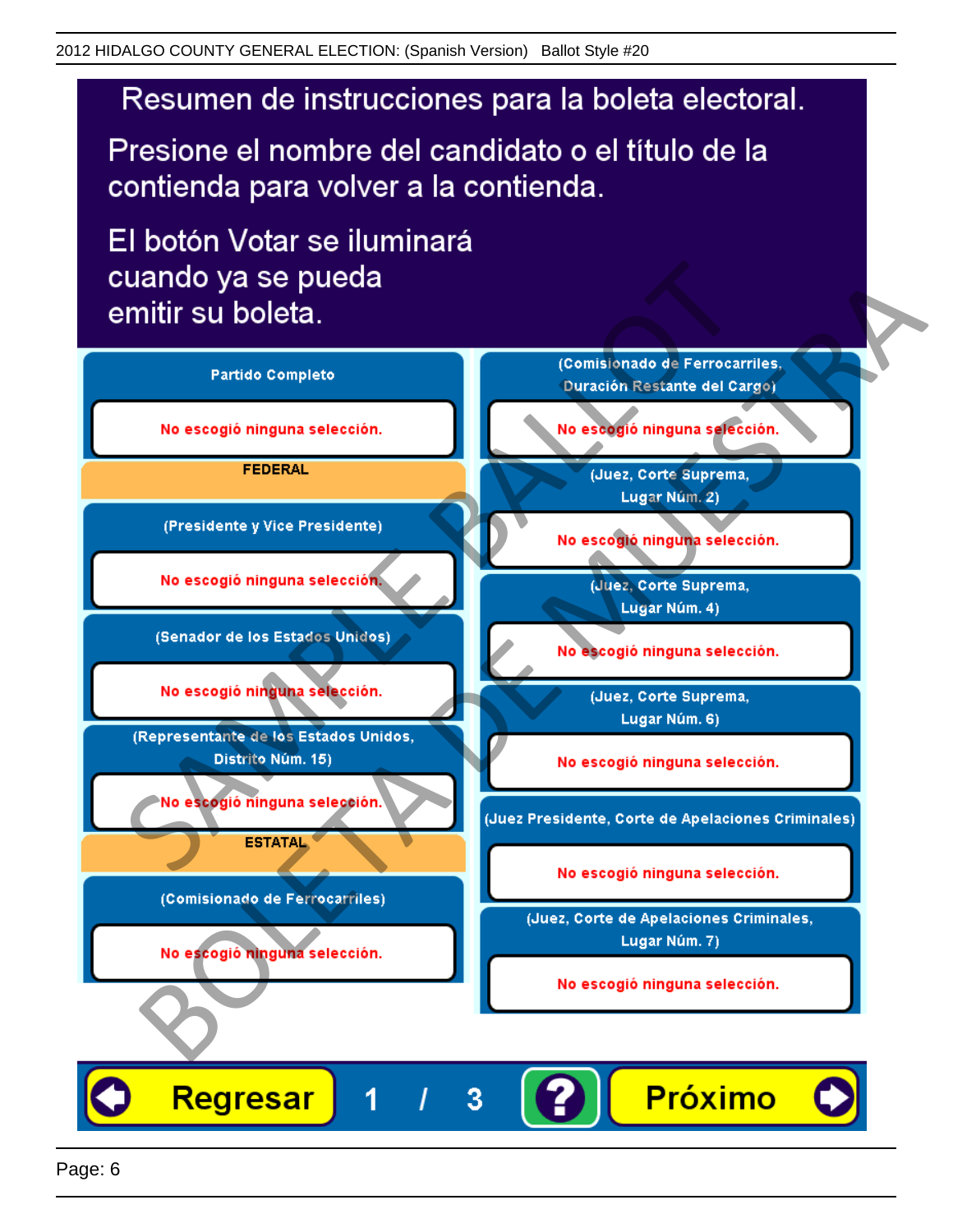# Resumen de instrucciones para la boleta electoral.

Presione el nombre del candidato o el título de la contienda para volver a la contienda.

El botón Votar se iluminará cuando ya se pueda emitir su boleta.

**Partido Completo**

No escogió ninguna selección.

**FEDERAL**

**(Presidente y Vice Presidente)**

No escogió ninguna selección.

**(Senador de los Estados Unidos)**

No escogió ninguna selección.

**(Representante de los Estados Unidos, Distrito Núm. 15)**

No escogió ninguna selección.

**ESTATAL**

**(Comisionado de Ferrocarriles)**

No escogió ninguna selección.

**(Comisionado de Ferrocarriles, Duración Restante del Cargo)**

No escogió ninguna selección.

**(Juez, Corte Suprema, Lugar Núm. 2)**

No escogió ninguna selección.

**(Juez, Corte Suprema, Lugar Núm. 4)**

No escogió ninguna selección.

**(Juez, Corte Suprema, Lugar Núm. 6)**

No escogió ninguna selección.

**(Juez Presidente, Corte de Apelaciones Criminales)**

No escogió ninguna selección.

**(Juez, Corte de Apelaciones Criminales, Lugar Núm. 7)**

No escogió ninguna selección.

Regresar 1 / 3 ? Próximo

SAMPLE BALLOT BOLETA DE MUESTRA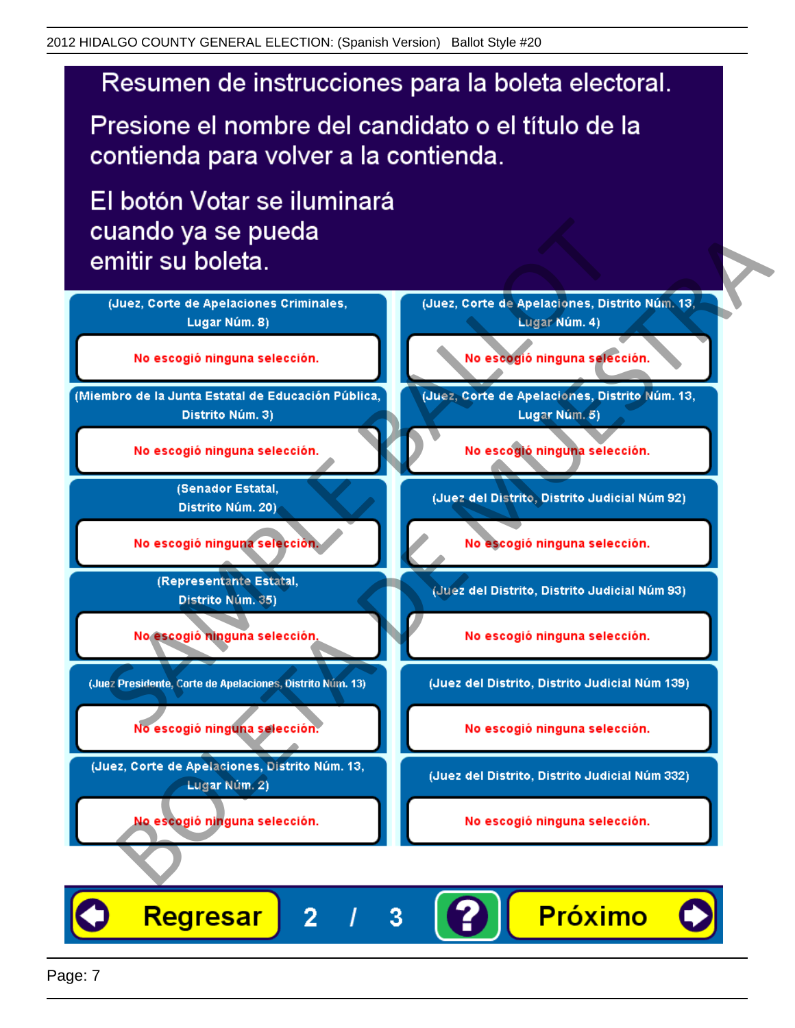# Resumen de instrucciones para la boleta electoral.

Presione el nombre del candidato o el título de la contienda para volver a la contienda.

El botón Votar se iluminará cuando ya se pueda emitir su boleta.

**(Juez, Corte de Apelaciones Criminales, Lugar Núm. 8)**

No escogió ninguna selección.

**(Miembro de la Junta Estatal de Educación Pública, Distrito Núm. 3)**

No escogió ninguna selección.

**(Senador Estatal, Distrito Núm. 20)**

No escogió ninguna selección.

**(Representante Estatal, Distrito Núm. 35)**

No escogió ninguna selección.

**(Juez Presidente, Corte de Apelaciones, Distrito Núm. 13)**

No escogió ninguna selección.

**(Juez, Corte de Apelaciones, Distrito Núm. 13, Lugar Núm. 2)**

No escogió ninguna selección.

**(Juez, Corte de Apelaciones, Distrito Núm. 13, Lugar Núm. 4)**

No escogió ninguna selección.

**(Juez, Corte de Apelaciones, Distrito Núm. 13, Lugar Núm. 5)**

No escogió ninguna selección.

**(Juez del Distrito, Distrito Judicial Núm 92)**

No escogió ninguna selección.

**(Juez del Distrito, Distrito Judicial Núm 93)**

No escogió ninguna selección.

**(Juez del Distrito, Distrito Judicial Núm 139)**

No escogió ninguna selección.

**(Juez del Distrito, Distrito Judicial Núm 332)**

No escogió ninguna selección.

Regresar 2 / 3 ? Próximo

SAMPLE BALLOT
BOLETA DE MUESTRA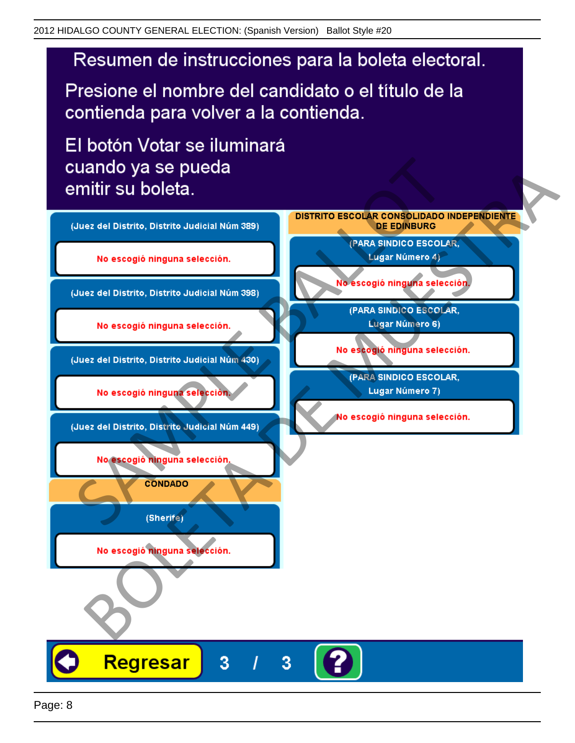# Resumen de instrucciones para la boleta electoral.

Presione el nombre del candidato o el título de la contienda para volver a la contienda.

El botón Votar se iluminará cuando ya se pueda emitir su boleta.

(Juez del Distrito, Distrito Judicial Núm 389)

No escogió ninguna selección.

(Juez del Distrito, Distrito Judicial Núm 398)

No escogió ninguna selección.

(Juez del Distrito, Distrito Judicial Núm 430)

No escogió ninguna selección.

(Juez del Distrito, Distrito Judicial Núm 449)

No escogió ninguna selección.

## CONDADO

(Sherife)

No escogió ninguna selección.

## DISTRITO ESCOLAR CONSOLIDADO INDEPENDIENTE DE EDINBURG

(PARA SINDICO ESCOLAR, Lugar Número 4)

No escogió ninguna selección.

(PARA SINDICO ESCOLAR, Lugar Número 6)

No escogió ninguna selección.

(PARA SINDICO ESCOLAR, Lugar Número 7)

No escogió ninguna selección.

Regresar 3 / 3 ?

SAMPLE BALLOT
BOLETA DE MUESTRA